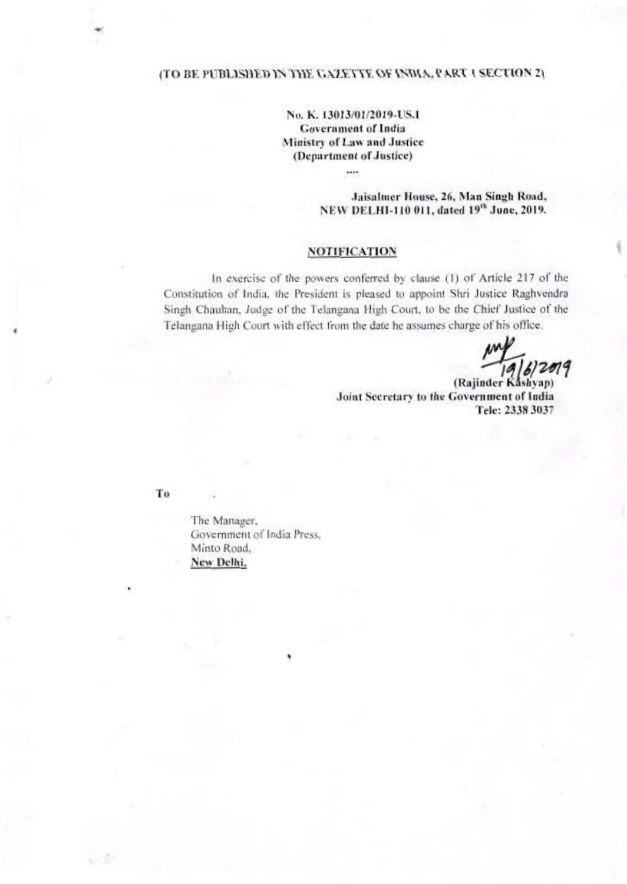(TO BE PUBLISHED IN THE GAZETTE OF INDIA, PART I SECTION 2)

**No. K. 13013/01/2019-US.I**
**Government of India**
**Ministry of Law and Justice**
**(Department of Justice)**

....

**Jaisalmer House, 26, Man Singh Road,**
**NEW DELHI-110 011, dated 19th June, 2019.**

## NOTIFICATION

In exercise of the powers conferred by clause (1) of Article 217 of the Constitution of India, the President is pleased to appoint Shri Justice Raghvendra Singh Chauhan, Judge of the Telangana High Court, to be the Chief Justice of the Telangana High Court with effect from the date he assumes charge of his office.

19/6/2019

**(Rajinder Kashyap)**
**Joint Secretary to the Government of India**
**Tele: 2338 3037**

To

The Manager,
Government of India Press,
Minto Road,
**New Delhi.**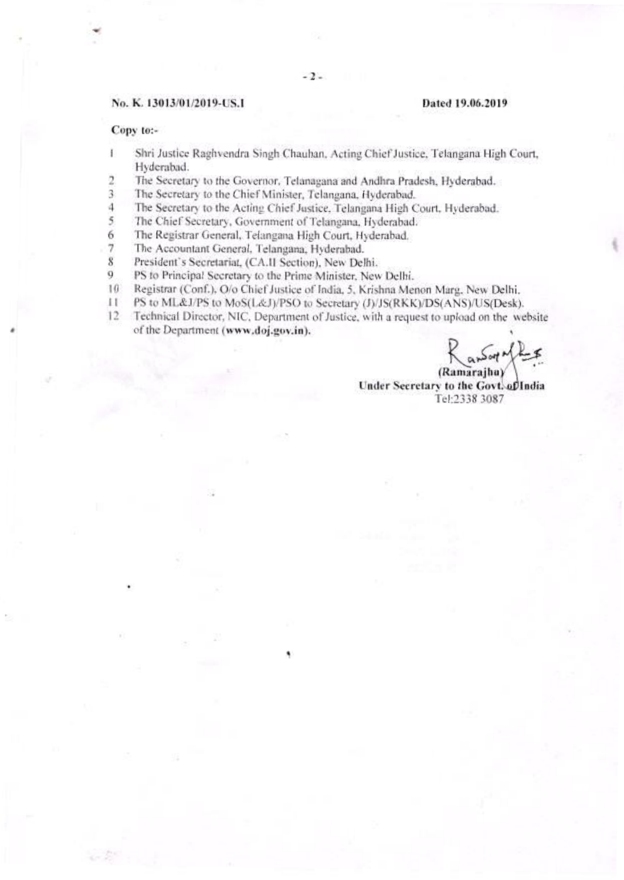**No. K. 13013/01/2019-US.I** **Dated 19.06.2019**

**Copy to:-**

1. Shri Justice Raghvendra Singh Chauhan, Acting Chief Justice, Telangana High Court, Hyderabad.
2. The Secretary to the Governor, Telanagana and Andhra Pradesh, Hyderabad.
3. The Secretary to the Chief Minister, Telangana, Hyderabad.
4. The Secretary to the Acting Chief Justice, Telangana High Court, Hyderabad.
5. The Chief Secretary, Government of Telangana, Hyderabad.
6. The Registrar General, Telangana High Court, Hyderabad.
7. The Accountant General, Telangana, Hyderabad.
8. President's Secretariat, (CA.II Section), New Delhi.
9. PS to Principal Secretary to the Prime Minister, New Delhi.
10. Registrar (Conf.), O/o Chief Justice of India, 5, Krishna Menon Marg, New Delhi.
11. PS to ML&J/PS to MoS(L&J)/PSO to Secretary (J)/JS(RKK)/DS(ANS)/US(Desk).
12. Technical Director, NIC, Department of Justice, with a request to upload on the website of the Department (**www.doj.gov.in**).

**(Ramarajhu)**
**Under Secretary to the Govt. of India**
Tel:2338 3087